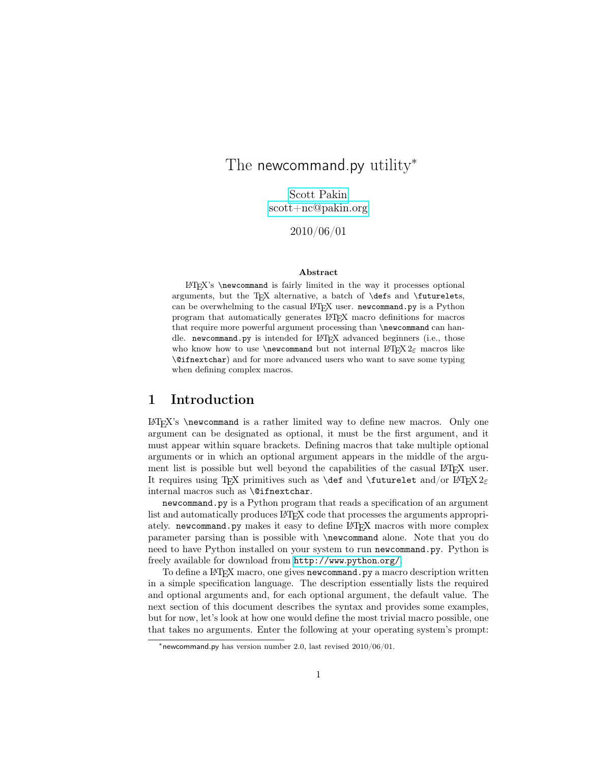# The newcommand.py utility*

Scott Pakin
scott+nc@pakin.org

2010/06/01

**Abstract**

LaTeX's `\newcommand` is fairly limited in the way it processes optional arguments, but the TeX alternative, a batch of `\def`s and `\futurelet`s, can be overwhelming to the casual LaTeX user. `newcommand.py` is a Python program that automatically generates LaTeX macro definitions for macros that require more powerful argument processing than `\newcommand` can handle. `newcommand.py` is intended for LaTeX advanced beginners (i.e., those who know how to use `\newcommand` but not internal LaTeX 2ε macros like `\@ifnextchar`) and for more advanced users who want to save some typing when defining complex macros.

## 1 Introduction

LaTeX's `\newcommand` is a rather limited way to define new macros. Only one argument can be designated as optional, it must be the first argument, and it must appear within square brackets. Defining macros that take multiple optional arguments or in which an optional argument appears in the middle of the argument list is possible but well beyond the capabilities of the casual LaTeX user. It requires using TeX primitives such as `\def` and `\futurelet` and/or LaTeX 2ε internal macros such as `\@ifnextchar`.

`newcommand.py` is a Python program that reads a specification of an argument list and automatically produces LaTeX code that processes the arguments appropriately. `newcommand.py` makes it easy to define LaTeX macros with more complex parameter parsing than is possible with `\newcommand` alone. Note that you do need to have Python installed on your system to run `newcommand.py`. Python is freely available for download from `http://www.python.org/`.

To define a LaTeX macro, one gives `newcommand.py` a macro description written in a simple specification language. The description essentially lists the required and optional arguments and, for each optional argument, the default value. The next section of this document describes the syntax and provides some examples, but for now, let's look at how one would define the most trivial macro possible, one that takes no arguments. Enter the following at your operating system's prompt:

---

*newcommand.py has version number 2.0, last revised 2010/06/01.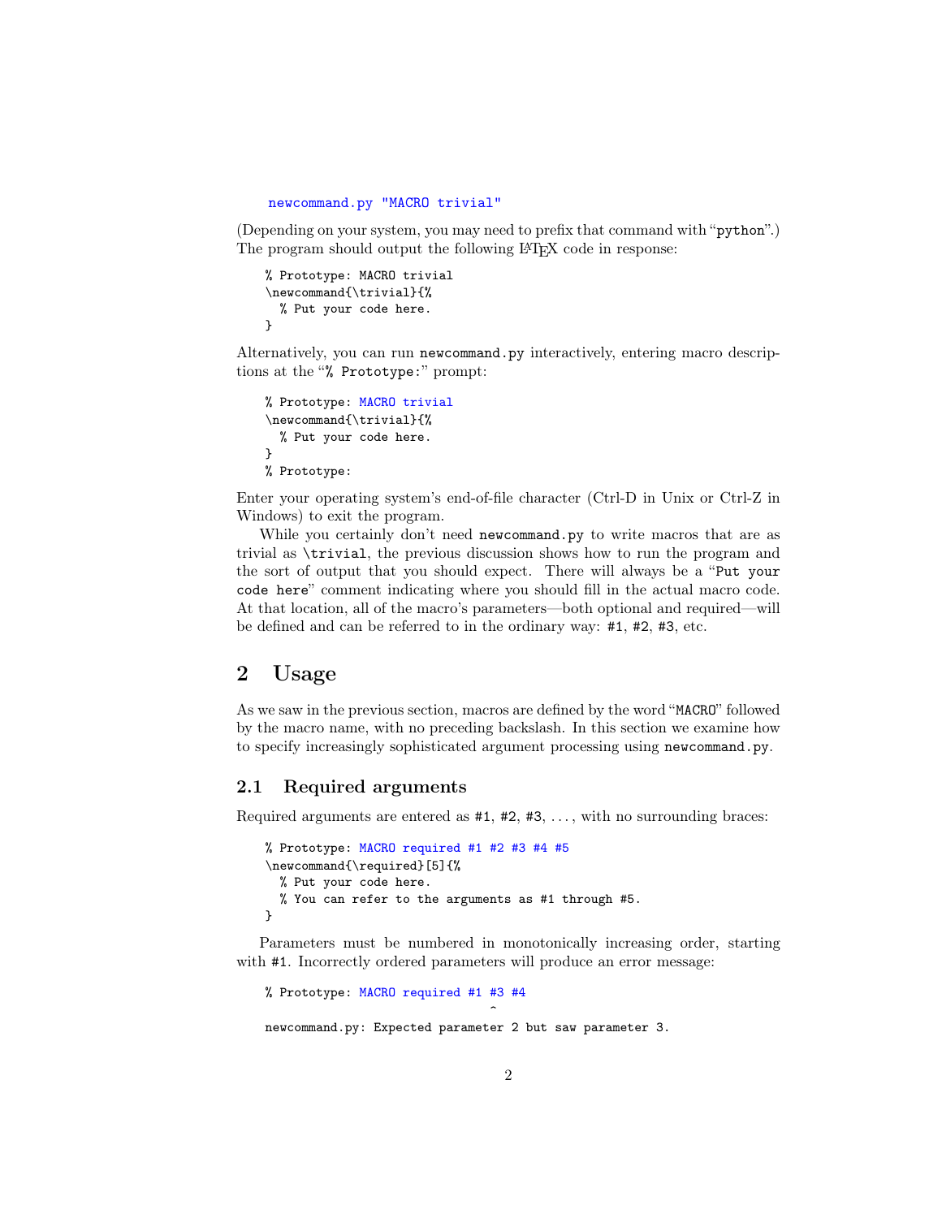```
newcommand.py "MACRO trivial"
```

(Depending on your system, you may need to prefix that command with "python".) The program should output the following LaTeX code in response:

```
% Prototype: MACRO trivial
\newcommand{\trivial}{%
  % Put your code here.
}
```

Alternatively, you can run newcommand.py interactively, entering macro descriptions at the "% Prototype:" prompt:

```
% Prototype: MACRO trivial
\newcommand{\trivial}{%
  % Put your code here.
}
% Prototype:
```

Enter your operating system's end-of-file character (Ctrl-D in Unix or Ctrl-Z in Windows) to exit the program.

While you certainly don't need newcommand.py to write macros that are as trivial as \trivial, the previous discussion shows how to run the program and the sort of output that you should expect. There will always be a "Put your code here" comment indicating where you should fill in the actual macro code. At that location, all of the macro's parameters—both optional and required—will be defined and can be referred to in the ordinary way: #1, #2, #3, etc.

# 2 Usage

As we saw in the previous section, macros are defined by the word "MACRO" followed by the macro name, with no preceding backslash. In this section we examine how to specify increasingly sophisticated argument processing using newcommand.py.

## 2.1 Required arguments

Required arguments are entered as #1, #2, #3, . . . , with no surrounding braces:

```
% Prototype: MACRO required #1 #2 #3 #4 #5
\newcommand{\required}[5]{%
  % Put your code here.
  % You can refer to the arguments as #1 through #5.
}
```

Parameters must be numbered in monotonically increasing order, starting with #1. Incorrectly ordered parameters will produce an error message:

```
% Prototype: MACRO required #1 #3 #4
                               ^
newcommand.py: Expected parameter 2 but saw parameter 3.
```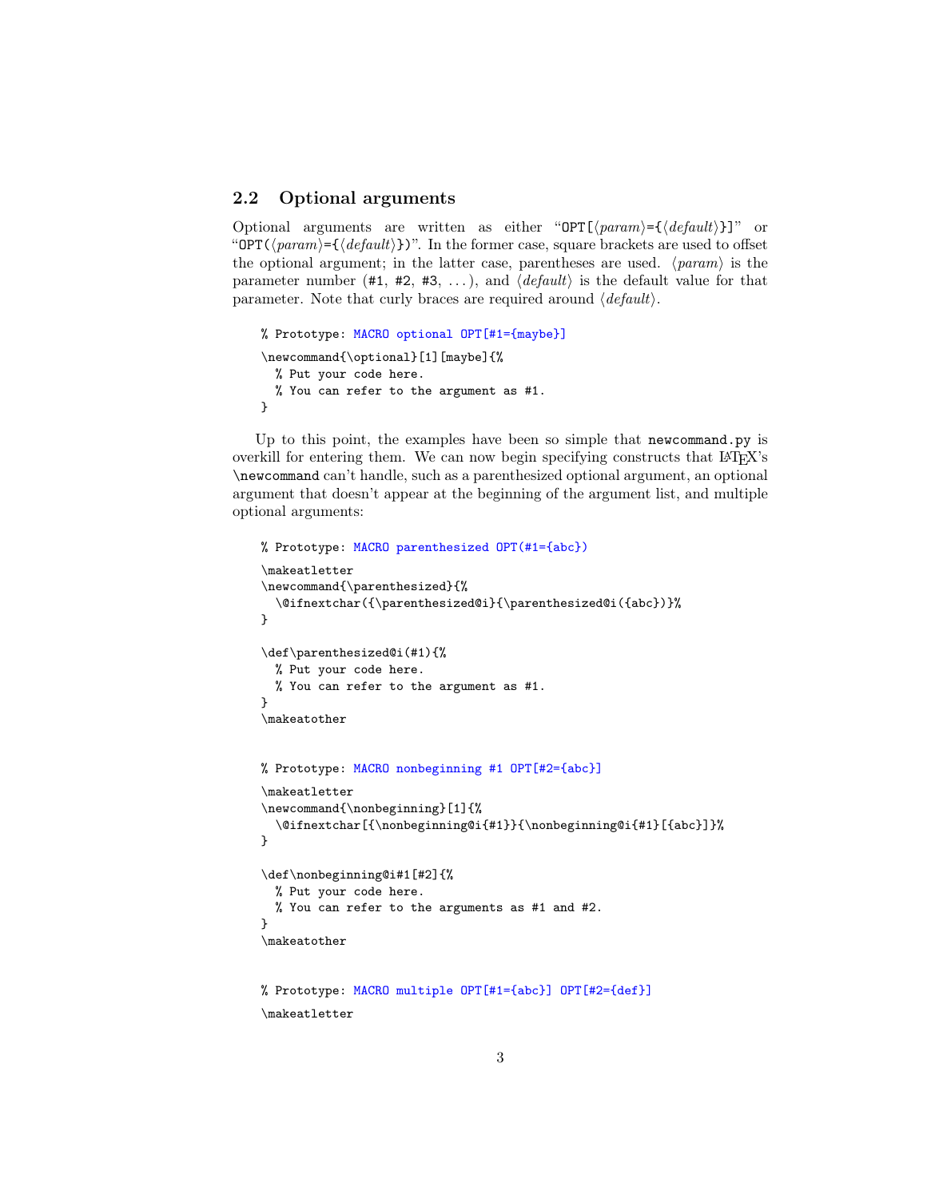### 2.2 Optional arguments

Optional arguments are written as either "OPT[⟨*param*⟩={⟨*default*⟩}]" or "OPT(⟨*param*⟩={⟨*default*⟩})". In the former case, square brackets are used to offset the optional argument; in the latter case, parentheses are used. ⟨*param*⟩ is the parameter number (#1, #2, #3, ...), and ⟨*default*⟩ is the default value for that parameter. Note that curly braces are required around ⟨*default*⟩.

```
% Prototype: MACRO optional OPT[#1={maybe}]
\newcommand{\optional}[1][maybe]{%
  % Put your code here.
  % You can refer to the argument as #1.
}
```

Up to this point, the examples have been so simple that `newcommand.py` is overkill for entering them. We can now begin specifying constructs that LaTeX's `\newcommand` can't handle, such as a parenthesized optional argument, an optional argument that doesn't appear at the beginning of the argument list, and multiple optional arguments:

```
% Prototype: MACRO parenthesized OPT(#1={abc})
\makeatletter
\newcommand{\parenthesized}{%
  \@ifnextchar({\parenthesized@i}{\parenthesized@i({abc})}%
}

\def\parenthesized@i(#1){%
  % Put your code here.
  % You can refer to the argument as #1.
}
\makeatother
```

```
% Prototype: MACRO nonbeginning #1 OPT[#2={abc}]
\makeatletter
\newcommand{\nonbeginning}[1]{%
  \@ifnextchar[{\nonbeginning@i{#1}}{\nonbeginning@i{#1}[{abc}]}%
}

\def\nonbeginning@i#1[#2]{%
  % Put your code here.
  % You can refer to the arguments as #1 and #2.
}
\makeatother
```

```
% Prototype: MACRO multiple OPT[#1={abc}] OPT[#2={def}]
\makeatletter
```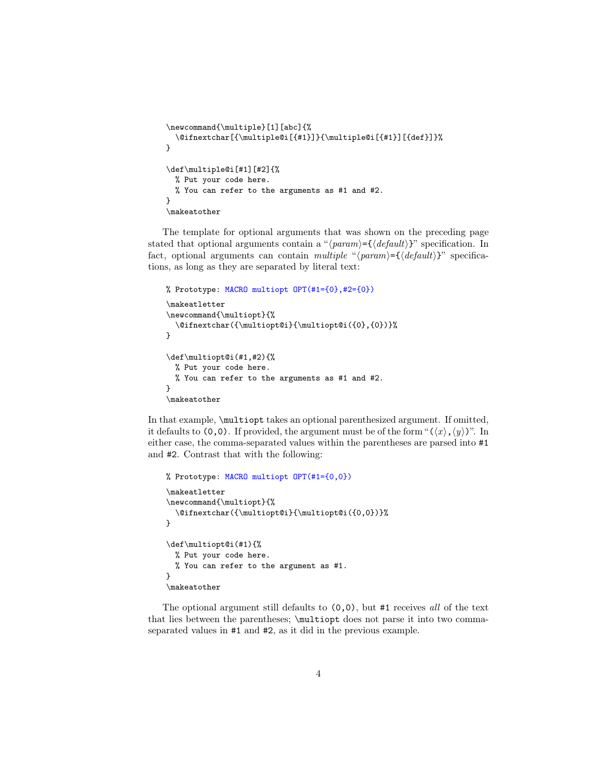```
\newcommand{\multiple}[1][abc]{%
  \@ifnextchar[{\multiple@i[{#1}]}{\multiple@i[{#1}][{def}]}%
}

\def\multiple@i[#1][#2]{%
  % Put your code here.
  % You can refer to the arguments as #1 and #2.
}
\makeatother
```

The template for optional arguments that was shown on the preceding page stated that optional arguments contain a "⟨*param*⟩={⟨*default*⟩}" specification. In fact, optional arguments can contain *multiple* "⟨*param*⟩={⟨*default*⟩}" specifications, as long as they are separated by literal text:

```
% Prototype: MACRO multiopt OPT(#1={0},#2={0})
\makeatletter
\newcommand{\multiopt}{%
  \@ifnextchar({\multiopt@i}{\multiopt@i({0},{0})}%
}

\def\multiopt@i(#1,#2){%
  % Put your code here.
  % You can refer to the arguments as #1 and #2.
}
\makeatother
```

In that example, `\multiopt` takes an optional parenthesized argument. If omitted, it defaults to `(0,0)`. If provided, the argument must be of the form "(⟨*x*⟩,⟨*y*⟩)". In either case, the comma-separated values within the parentheses are parsed into `#1` and `#2`. Contrast that with the following:

```
% Prototype: MACRO multiopt OPT(#1={0,0})
\makeatletter
\newcommand{\multiopt}{%
  \@ifnextchar({\multiopt@i}{\multiopt@i({0,0})}%
}

\def\multiopt@i(#1){%
  % Put your code here.
  % You can refer to the argument as #1.
}
\makeatother
```

The optional argument still defaults to `(0,0)`, but `#1` receives *all* of the text that lies between the parentheses; `\multiopt` does not parse it into two comma-separated values in `#1` and `#2`, as it did in the previous example.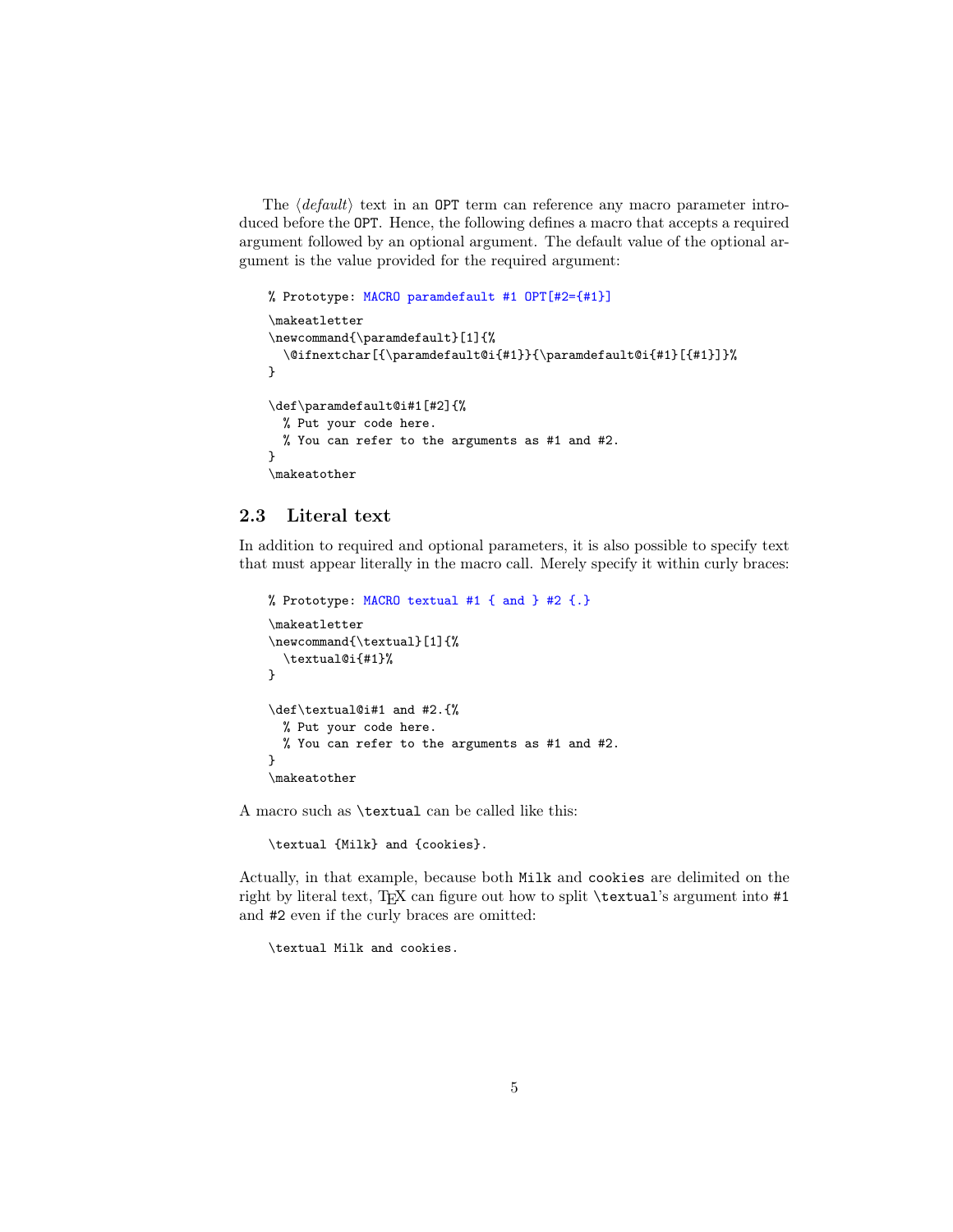The ⟨*default*⟩ text in an `OPT` term can reference any macro parameter introduced before the `OPT`. Hence, the following defines a macro that accepts a required argument followed by an optional argument. The default value of the optional argument is the value provided for the required argument:

```
% Prototype: MACRO paramdefault #1 OPT[#2={#1}]
\makeatletter
\newcommand{\paramdefault}[1]{%
  \@ifnextchar[{\paramdefault@i{#1}}{\paramdefault@i{#1}[{#1}]}%
}

\def\paramdefault@i#1[#2]{%
  % Put your code here.
  % You can refer to the arguments as #1 and #2.
}
\makeatother
```

## 2.3 Literal text

In addition to required and optional parameters, it is also possible to specify text that must appear literally in the macro call. Merely specify it within curly braces:

```
% Prototype: MACRO textual #1 { and } #2 {.}
\makeatletter
\newcommand{\textual}[1]{%
  \textual@i{#1}%
}

\def\textual@i#1 and #2.{%
  % Put your code here.
  % You can refer to the arguments as #1 and #2.
}
\makeatother
```

A macro such as `\textual` can be called like this:

```
\textual {Milk} and {cookies}.
```

Actually, in that example, because both `Milk` and `cookies` are delimited on the right by literal text, TeX can figure out how to split `\textual`'s argument into `#1` and `#2` even if the curly braces are omitted:

```
\textual Milk and cookies.
```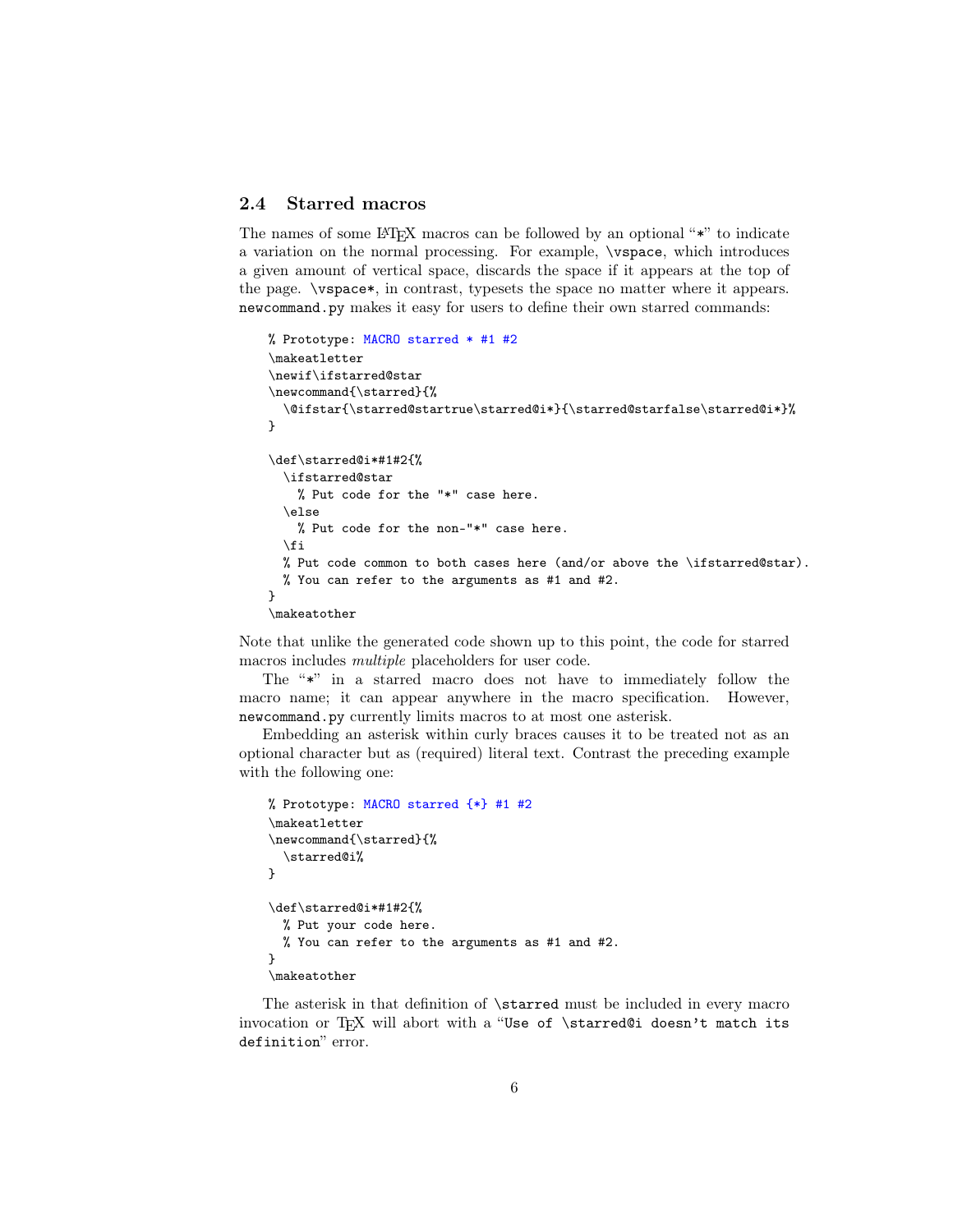### 2.4 Starred macros

The names of some LaTeX macros can be followed by an optional "*" to indicate a variation on the normal processing. For example, `\vspace`, which introduces a given amount of vertical space, discards the space if it appears at the top of the page. `\vspace*`, in contrast, typesets the space no matter where it appears. `newcommand.py` makes it easy for users to define their own starred commands:

```
% Prototype: MACRO starred * #1 #2
\makeatletter
\newif\ifstarred@star
\newcommand{\starred}{%
  \@ifstar{\starred@startrue\starred@i*}{\starred@starfalse\starred@i*}%
}

\def\starred@i*#1#2{%
  \ifstarred@star
    % Put code for the "*" case here.
  \else
    % Put code for the non-"*" case here.
  \fi
  % Put code common to both cases here (and/or above the \ifstarred@star).
  % You can refer to the arguments as #1 and #2.
}
\makeatother
```

Note that unlike the generated code shown up to this point, the code for starred macros includes *multiple* placeholders for user code.

The "*" in a starred macro does not have to immediately follow the macro name; it can appear anywhere in the macro specification. However, `newcommand.py` currently limits macros to at most one asterisk.

Embedding an asterisk within curly braces causes it to be treated not as an optional character but as (required) literal text. Contrast the preceding example with the following one:

```
% Prototype: MACRO starred {*} #1 #2
\makeatletter
\newcommand{\starred}{%
  \starred@i%
}

\def\starred@i*#1#2{%
  % Put your code here.
  % You can refer to the arguments as #1 and #2.
}
\makeatother
```

The asterisk in that definition of `\starred` must be included in every macro invocation or TeX will abort with a "`Use of \starred@i doesn't match its definition`" error.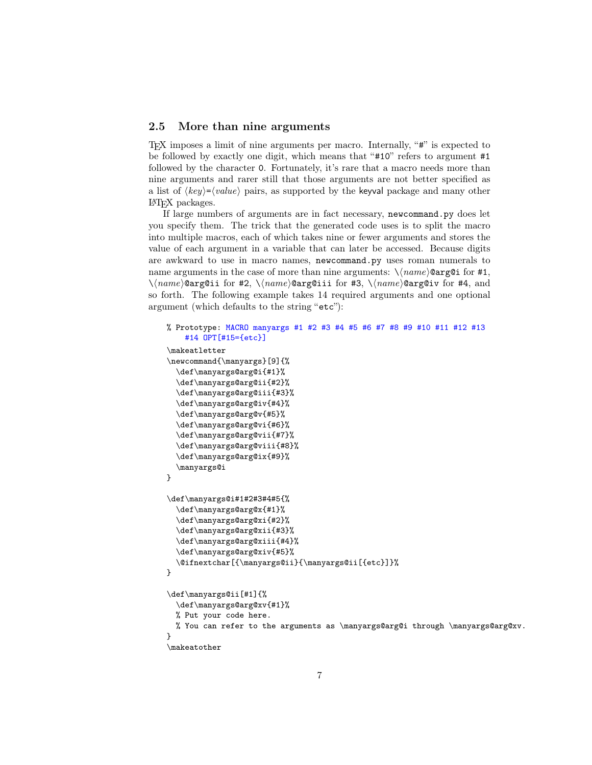## 2.5 More than nine arguments

TeX imposes a limit of nine arguments per macro. Internally, "#" is expected to be followed by exactly one digit, which means that "#10" refers to argument #1 followed by the character 0. Fortunately, it's rare that a macro needs more than nine arguments and rarer still that those arguments are not better specified as a list of ⟨*key*⟩=⟨*value*⟩ pairs, as supported by the keyval package and many other LaTeX packages.

If large numbers of arguments are in fact necessary, `newcommand.py` does let you specify them. The trick that the generated code uses is to split the macro into multiple macros, each of which takes nine or fewer arguments and stores the value of each argument in a variable that can later be accessed. Because digits are awkward to use in macro names, `newcommand.py` uses roman numerals to name arguments in the case of more than nine arguments: \⟨*name*⟩`@arg@i` for #1, \⟨*name*⟩`@arg@ii` for #2, \⟨*name*⟩`@arg@iii` for #3, \⟨*name*⟩`@arg@iv` for #4, and so forth. The following example takes 14 required arguments and one optional argument (which defaults to the string "`etc`"):

```
% Prototype: MACRO manyargs #1 #2 #3 #4 #5 #6 #7 #8 #9 #10 #11 #12 #13
    #14 OPT[#15={etc}]
\makeatletter
\newcommand{\manyargs}[9]{%
  \def\manyargs@arg@i{#1}%
  \def\manyargs@arg@ii{#2}%
  \def\manyargs@arg@iii{#3}%
  \def\manyargs@arg@iv{#4}%
  \def\manyargs@arg@v{#5}%
  \def\manyargs@arg@vi{#6}%
  \def\manyargs@arg@vii{#7}%
  \def\manyargs@arg@viii{#8}%
  \def\manyargs@arg@ix{#9}%
  \manyargs@i
}

\def\manyargs@i#1#2#3#4#5{%
  \def\manyargs@arg@x{#1}%
  \def\manyargs@arg@xi{#2}%
  \def\manyargs@arg@xii{#3}%
  \def\manyargs@arg@xiii{#4}%
  \def\manyargs@arg@xiv{#5}%
  \@ifnextchar[{\manyargs@ii}{\manyargs@ii[{etc}]}%
}

\def\manyargs@ii[#1]{%
  \def\manyargs@arg@xv{#1}%
  % Put your code here.
  % You can refer to the arguments as \manyargs@arg@i through \manyargs@arg@xv.
}
\makeatother
```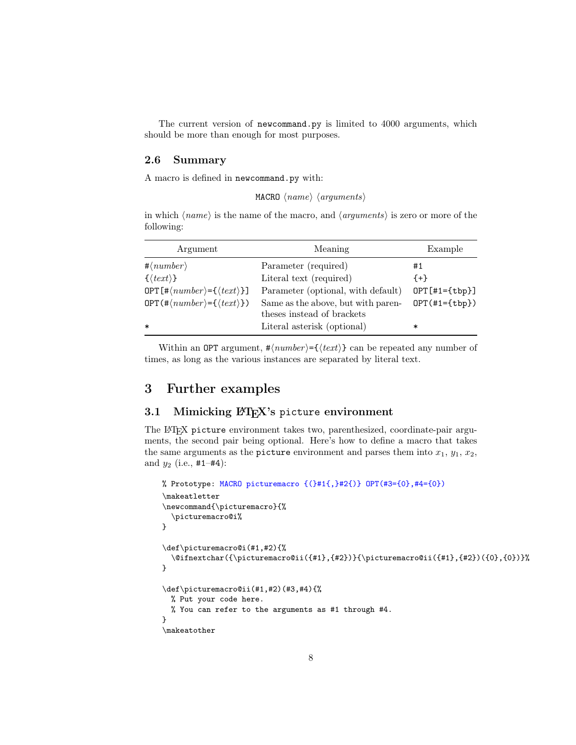The current version of `newcommand.py` is limited to 4000 arguments, which should be more than enough for most purposes.

### 2.6 Summary

A macro is defined in `newcommand.py` with:

`MACRO` ⟨*name*⟩ ⟨*arguments*⟩

in which ⟨*name*⟩ is the name of the macro, and ⟨*arguments*⟩ is zero or more of the following:

| Argument | Meaning | Example |
|---|---|---|
| `#`⟨*number*⟩ | Parameter (required) | `#1` |
| `{`⟨*text*⟩`}` | Literal text (required) | `{+}` |
| `OPT[#`⟨*number*⟩`={`⟨*text*⟩`}]` | Parameter (optional, with default) | `OPT[#1={tbp}]` |
| `OPT(#`⟨*number*⟩`={`⟨*text*⟩`})` | Same as the above, but with parentheses instead of brackets | `OPT(#1={tbp})` |
| `*` | Literal asterisk (optional) | `*` |

Within an `OPT` argument, `#`⟨*number*⟩`={`⟨*text*⟩`}` can be repeated any number of times, as long as the various instances are separated by literal text.

## 3 Further examples

### 3.1 Mimicking LaTeX's `picture` environment

The LaTeX `picture` environment takes two, parenthesized, coordinate-pair arguments, the second pair being optional. Here's how to define a macro that takes the same arguments as the `picture` environment and parses them into $x_1$, $y_1$, $x_2$, and $y_2$ (i.e., `#1`–`#4`):

```
% Prototype: MACRO picturemacro {(}#1{,}#2{)} OPT(#3={0},#4={0})
\makeatletter
\newcommand{\picturemacro}{%
  \picturemacro@i%
}

\def\picturemacro@i(#1,#2){%
  \@ifnextchar({\picturemacro@ii({#1},{#2})}{\picturemacro@ii({#1},{#2})({0},{0})}%
}

\def\picturemacro@ii(#1,#2)(#3,#4){%
  % Put your code here.
  % You can refer to the arguments as #1 through #4.
}
\makeatother
```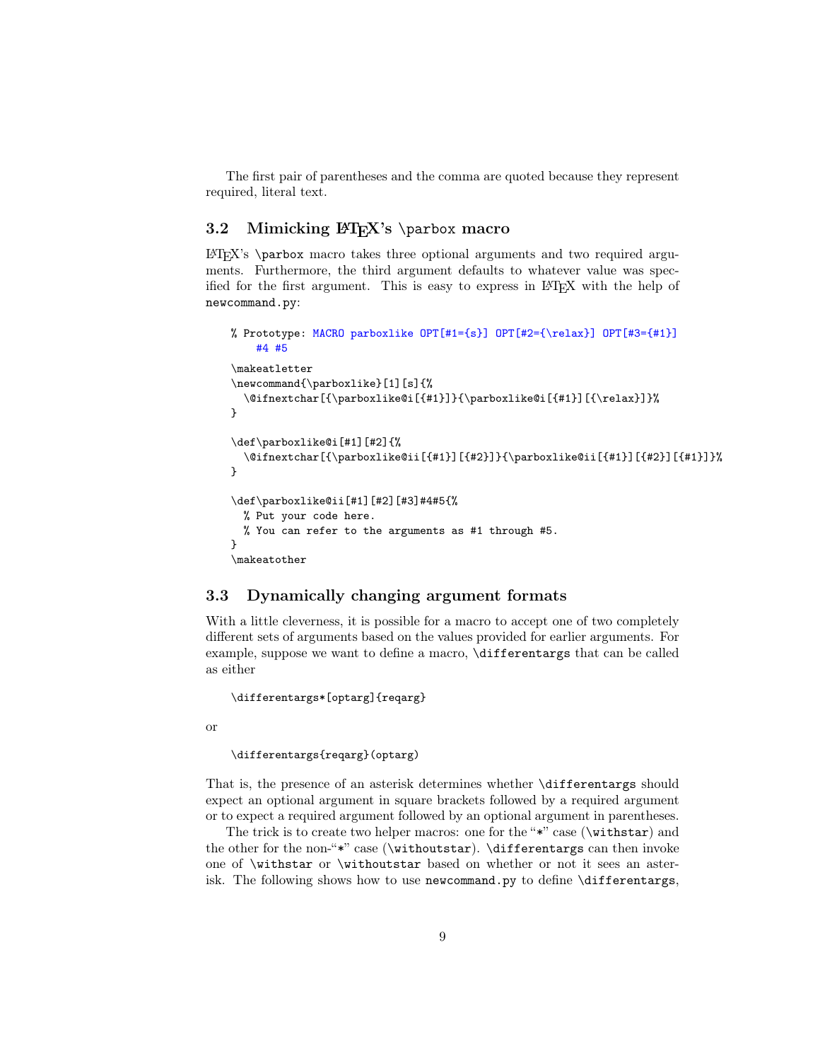The first pair of parentheses and the comma are quoted because they represent required, literal text.

### 3.2 Mimicking LaTeX's \parbox macro

LaTeX's `\parbox` macro takes three optional arguments and two required arguments. Furthermore, the third argument defaults to whatever value was specified for the first argument. This is easy to express in LaTeX with the help of `newcommand.py`:

```
% Prototype: MACRO parboxlike OPT[#1={s}] OPT[#2={\relax}] OPT[#3={#1}]
    #4 #5
\makeatletter
\newcommand{\parboxlike}[1][s]{%
  \@ifnextchar[{\parboxlike@i[{#1}]}{\parboxlike@i[{#1}][{\relax}]}%
}

\def\parboxlike@i[#1][#2]{%
  \@ifnextchar[{\parboxlike@ii[{#1}][{#2}]}{\parboxlike@ii[{#1}][{#2}][{#1}]}%
}

\def\parboxlike@ii[#1][#2][#3]#4#5{%
  % Put your code here.
  % You can refer to the arguments as #1 through #5.
}
\makeatother
```

### 3.3 Dynamically changing argument formats

With a little cleverness, it is possible for a macro to accept one of two completely different sets of arguments based on the values provided for earlier arguments. For example, suppose we want to define a macro, `\differentargs` that can be called as either

```
\differentargs*[optarg]{reqarg}
```

or

```
\differentargs{reqarg}(optarg)
```

That is, the presence of an asterisk determines whether `\differentargs` should expect an optional argument in square brackets followed by a required argument or to expect a required argument followed by an optional argument in parentheses.

The trick is to create two helper macros: one for the "`*`" case (`\withstar`) and the other for the non-"`*`" case (`\withoutstar`). `\differentargs` can then invoke one of `\withstar` or `\withoutstar` based on whether or not it sees an asterisk. The following shows how to use `newcommand.py` to define `\differentargs`,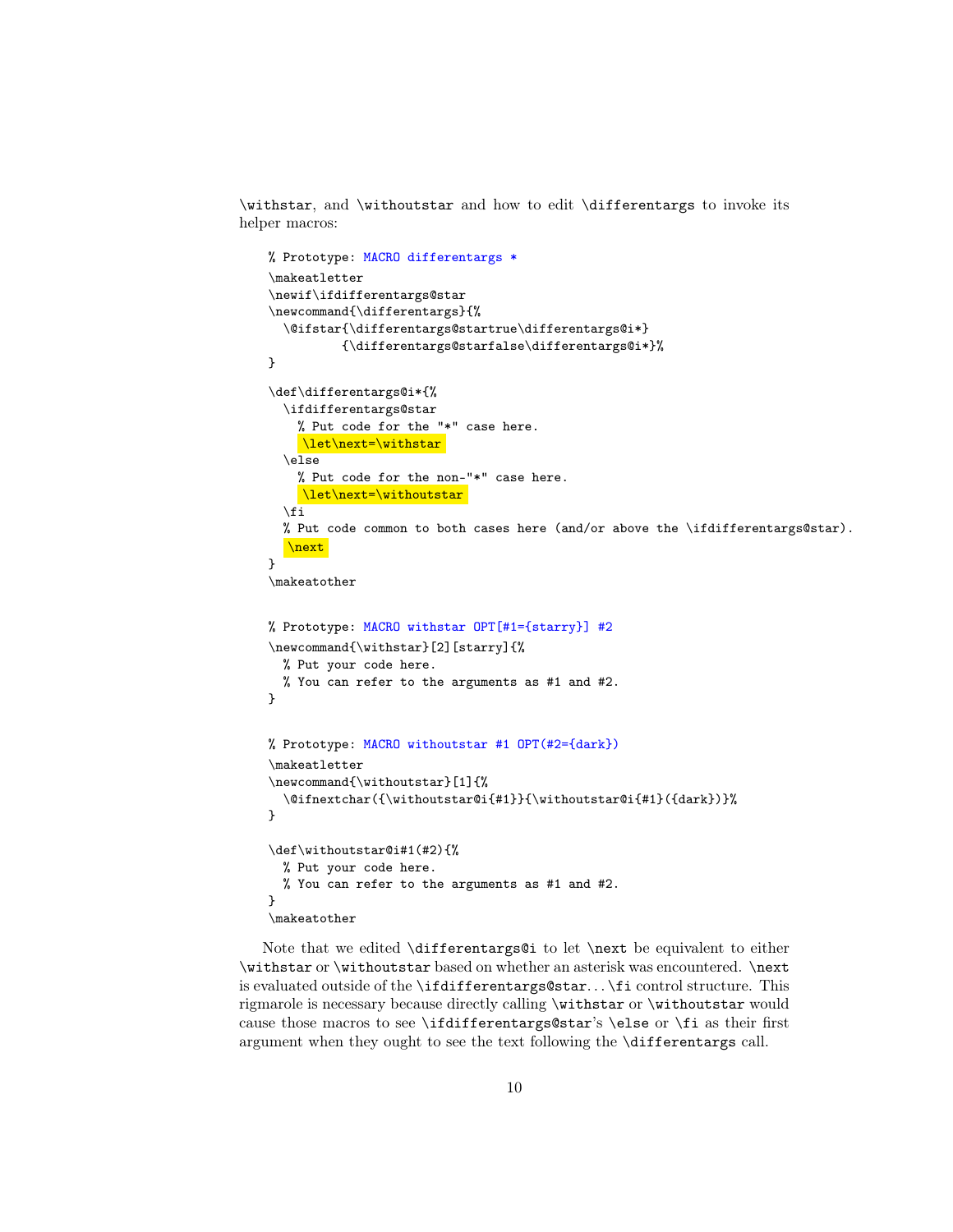\withstar, and \withoutstar and how to edit \differentargs to invoke its helper macros:

```
% Prototype: MACRO differentargs *
\makeatletter
\newif\ifdifferentargs@star
\newcommand{\differentargs}{%
  \@ifstar{\differentargs@startrue\differentargs@i*}
          {\differentargs@starfalse\differentargs@i*}%
}

\def\differentargs@i*{%
  \ifdifferentargs@star
    % Put code for the "*" case here.
    \let\next=\withstar
  \else
    % Put code for the non-"*" case here.
    \let\next=\withoutstar
  \fi
  % Put code common to both cases here (and/or above the \ifdifferentargs@star).
  \next
}
\makeatother


% Prototype: MACRO withstar OPT[#1={starry}] #2
\newcommand{\withstar}[2][starry]{%
  % Put your code here.
  % You can refer to the arguments as #1 and #2.
}


% Prototype: MACRO withoutstar #1 OPT(#2={dark})
\makeatletter
\newcommand{\withoutstar}[1]{%
  \@ifnextchar({\withoutstar@i{#1}}{\withoutstar@i{#1}({dark})}%
}

\def\withoutstar@i#1(#2){%
  % Put your code here.
  % You can refer to the arguments as #1 and #2.
}
\makeatother
```

Note that we edited \differentargs@i to let \next be equivalent to either \withstar or \withoutstar based on whether an asterisk was encountered. \next is evaluated outside of the \ifdifferentargs@star. . . \fi control structure. This rigmarole is necessary because directly calling \withstar or \withoutstar would cause those macros to see \ifdifferentargs@star's \else or \fi as their first argument when they ought to see the text following the \differentargs call.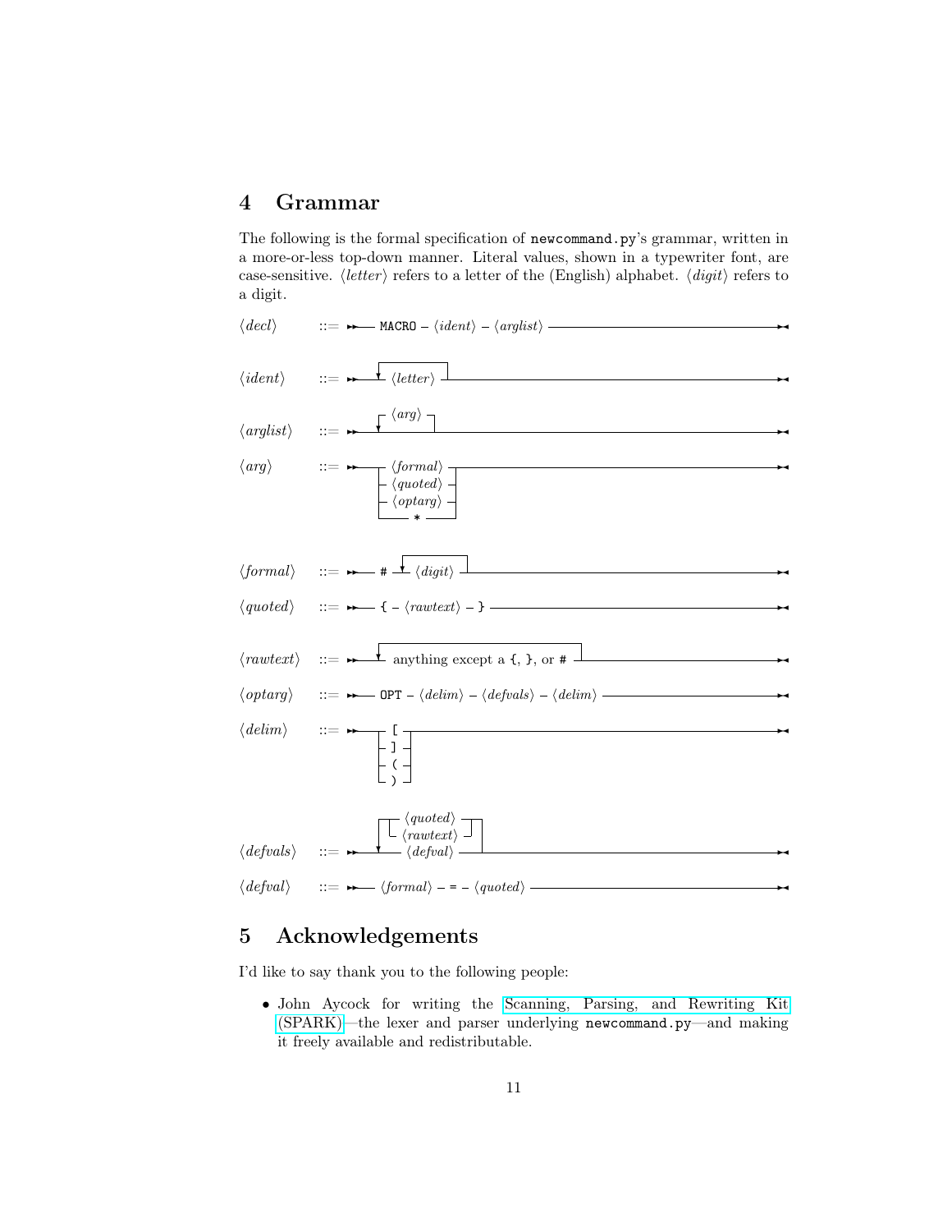# 4 Grammar

The following is the formal specification of `newcommand.py`'s grammar, written in a more-or-less top-down manner. Literal values, shown in a typewriter font, are case-sensitive. ⟨*letter*⟩ refers to a letter of the (English) alphabet. ⟨*digit*⟩ refers to a digit.

```
⟨decl⟩     ::= MACRO ⟨ident⟩ ⟨arglist⟩

⟨ident⟩    ::= ⟨letter⟩ (repeated one or more times)

⟨arglist⟩  ::= ⟨arg⟩ (repeated zero or more times)

⟨arg⟩      ::= ⟨formal⟩
             | ⟨quoted⟩
             | ⟨optarg⟩
             | *

⟨formal⟩   ::= # ⟨digit⟩ (⟨digit⟩ repeated one or more times)

⟨quoted⟩   ::= { ⟨rawtext⟩ }

⟨rawtext⟩  ::= anything except a {, }, or # (repeated one or more times)

⟨optarg⟩   ::= OPT ⟨delim⟩ ⟨defvals⟩ ⟨delim⟩

⟨delim⟩    ::= [
             | ]
             | (
             | )

⟨defvals⟩  ::= ( ⟨defval⟩ | ⟨quoted⟩ | ⟨rawtext⟩ ) (repeated one or more times)

⟨defval⟩   ::= ⟨formal⟩ = ⟨quoted⟩
```

# 5 Acknowledgements

I'd like to say thank you to the following people:

- John Aycock for writing the Scanning, Parsing, and Rewriting Kit (SPARK)—the lexer and parser underlying `newcommand.py`—and making it freely available and redistributable.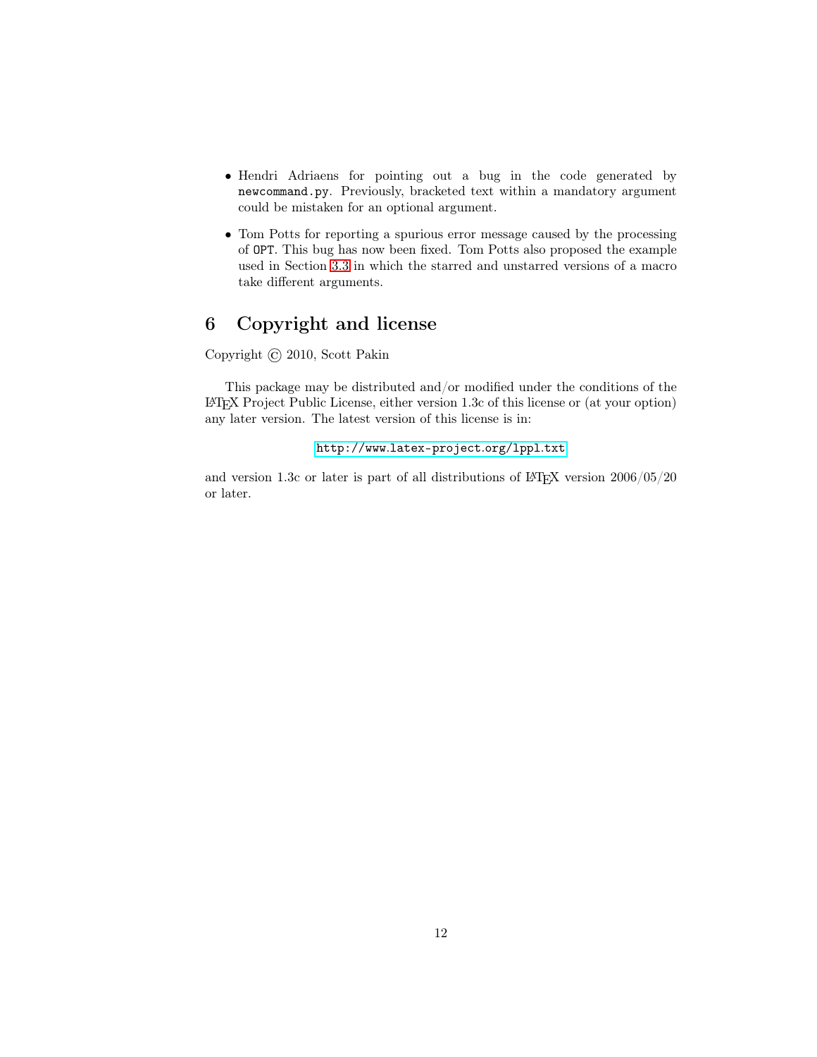- Hendri Adriaens for pointing out a bug in the code generated by `newcommand.py`. Previously, bracketed text within a mandatory argument could be mistaken for an optional argument.
- Tom Potts for reporting a spurious error message caused by the processing of `OPT`. This bug has now been fixed. Tom Potts also proposed the example used in Section 3.3 in which the starred and unstarred versions of a macro take different arguments.

## 6 Copyright and license

Copyright © 2010, Scott Pakin

This package may be distributed and/or modified under the conditions of the LaTeX Project Public License, either version 1.3c of this license or (at your option) any later version. The latest version of this license is in:

http://www.latex-project.org/lppl.txt

and version 1.3c or later is part of all distributions of LaTeX version 2006/05/20 or later.